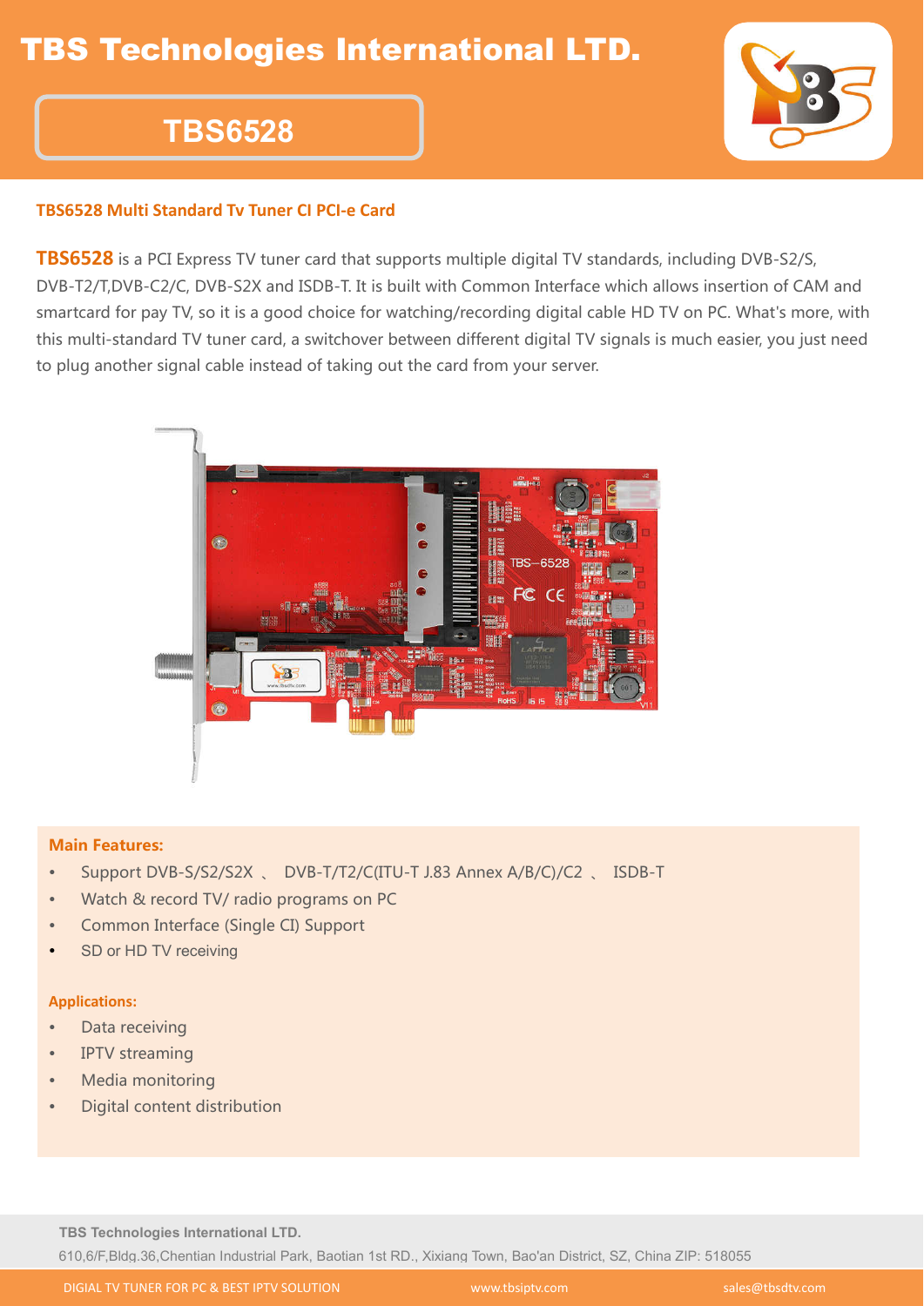# TBS Technologies International LTD.

## TBS6528

### TBS6528 Multi Standard Tv Tuner CI PCI-e Card

**TBS6528** is a PCI Express TV tuner card that supports multiple digital TV standards, including DVB-S2/S, DVB-T2/T,DVB-C2/C, DVB-S2X and ISDB-T. It is built with Common Interface which allows insertion of CAM and smartcard for pay TV, so it is a good choice for watching/recording digital cable HD TV on PC. What's more, with this multi-standard TV tuner card, a switchover between different digital TV signals is much easier, you just need to plug another signal cable instead of taking out the card from your server.

**Main Features:**

- Support DVB-S/S2/S2X 、 DVB-T/T2/C(ITU-T J.83 Annex A/B/C)/C2 、 ISDB-T
- Watch & record TV/ radio programs on PC
- Common Interface (Single CI) Support
- SD or HD TV receiving

**Applications:**

- Data receiving
- IPTV streaming
- Media monitoring
- Digital content distribution

**TBS Technologies International LTD.**

610,6/F,Bldg.36,Chentian Industrial Park, Baotian 1st RD., Xixiang Town, Bao'an District, SZ, China ZIP: 518055

DIGIAL TV TUNER FOR PC & BEST IPTV SOLUTION www.tbsiptv.com sales@tbsdtv.com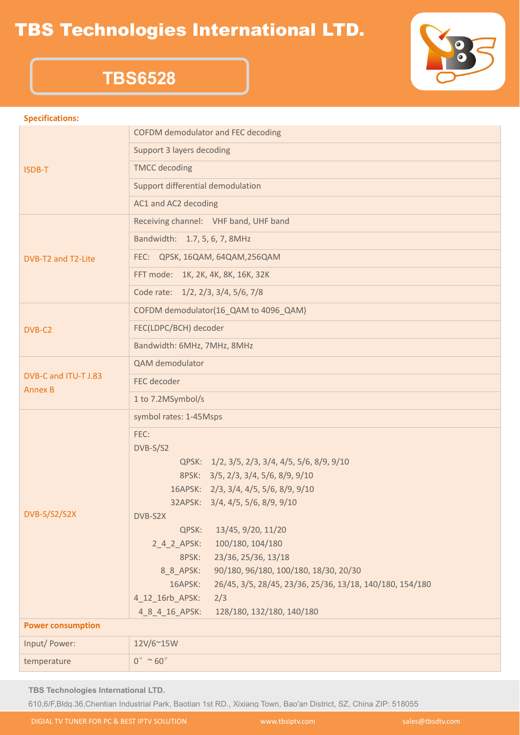# TBS Technologies International LTD.

## TBS6528

**Specifications:**

| | |
|---|---|
| ISDB-T | COFDM demodulator and FEC decoding |
| | Support 3 layers decoding |
| | TMCC decoding |
| | Support differential demodulation |
| | AC1 and AC2 decoding |
| DVB-T2 and T2-Lite | Receiving channel: VHF band, UHF band |
| | Bandwidth: 1.7, 5, 6, 7, 8MHz |
| | FEC: QPSK, 16QAM, 64QAM,256QAM |
| | FFT mode: 1K, 2K, 4K, 8K, 16K, 32K |
| | Code rate: 1/2, 2/3, 3/4, 5/6, 7/8 |
| DVB-C2 | COFDM demodulator(16_QAM to 4096_QAM) |
| | FEC(LDPC/BCH) decoder |
| | Bandwidth: 6MHz, 7MHz, 8MHz |
| DVB-C and ITU-T J.83 Annex B | QAM demodulator |
| | FEC decoder |
| | 1 to 7.2MSymbol/s |
| DVB-S/S2/S2X | symbol rates: 1-45Msps |
| | FEC:<br>DVB-S/S2<br>QPSK: 1/2, 3/5, 2/3, 3/4, 4/5, 5/6, 8/9, 9/10<br>8PSK: 3/5, 2/3, 3/4, 5/6, 8/9, 9/10<br>16APSK: 2/3, 3/4, 4/5, 5/6, 8/9, 9/10<br>32APSK: 3/4, 4/5, 5/6, 8/9, 9/10<br>DVB-S2X<br>QPSK: 13/45, 9/20, 11/20<br>2_4_2_APSK: 100/180, 104/180<br>8PSK: 23/36, 25/36, 13/18<br>8_8_APSK: 90/180, 96/180, 100/180, 18/30, 20/30<br>16APSK: 26/45, 3/5, 28/45, 23/36, 25/36, 13/18, 140/180, 154/180<br>4_12_16rb_APSK: 2/3<br>4_8_4_16_APSK: 128/180, 132/180, 140/180 |
| **Power consumption** | |
| Input/ Power: | 12V/6~15W |
| temperature | 0° ~ 60° |

**TBS Technologies International LTD.**

610,6/F,Bldg.36,Chentian Industrial Park, Baotian 1st RD., Xixiang Town, Bao'an District, SZ, China ZIP: 518055

DIGIAL TV TUNER FOR PC & BEST IPTV SOLUTION www.tbsiptv.com sales@tbsdtv.com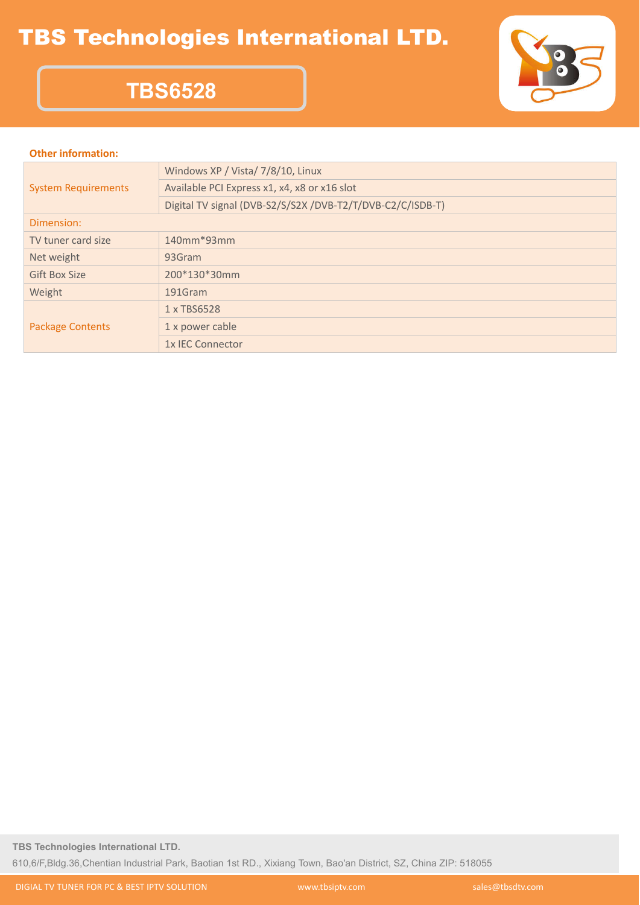# TBS Technologies International LTD.

## TBS6528

**Other information:**

| | |
|---|---|
| System Requirements | Windows XP / Vista/ 7/8/10, Linux |
| | Available PCI Express x1, x4, x8 or x16 slot |
| | Digital TV signal (DVB-S2/S/S2X /DVB-T2/T/DVB-C2/C/ISDB-T) |
| Dimension: | |
| TV tuner card size | 140mm*93mm |
| Net weight | 93Gram |
| Gift Box Size | 200*130*30mm |
| Weight | 191Gram |
| Package Contents | 1 x TBS6528 |
| | 1 x power cable |
| | 1x IEC Connector |

**TBS Technologies International LTD.**

610,6/F,Bldg.36,Chentian Industrial Park, Baotian 1st RD., Xixiang Town, Bao'an District, SZ, China ZIP: 518055

DIGIAL TV TUNER FOR PC & BEST IPTV SOLUTION www.tbsiptv.com sales@tbsdtv.com